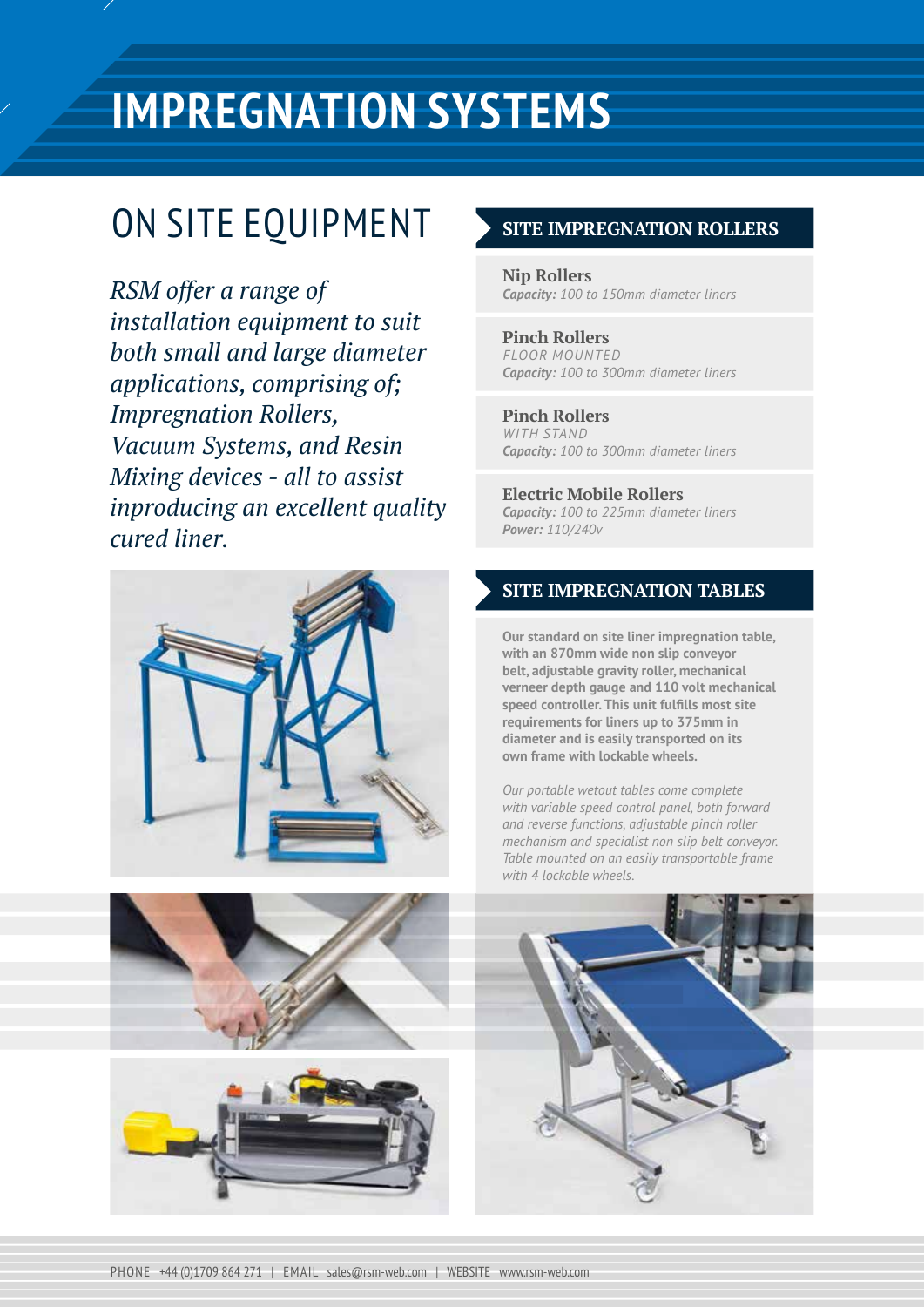# IMPRESSION SYSTEMS

## ON SITE EQUIPMENT

*RSM offer a range of installation equipment to suit both small and large diameter applications, comprising of; Impregnation Rollers, Vacuum Systems, and Resin Mixing devices - all to assist inproducing an excellent quality cured liner.*

### SITE IMPREGNATION ROLLERS

**Nip Rollers**
***Capacity:*** *100 to 150mm diameter liners*

**Pinch Rollers**
*FLOOR MOUNTED*
***Capacity:*** *100 to 300mm diameter liners*

**Pinch Rollers**
*WITH STAND*
***Capacity:*** *100 to 300mm diameter liners*

**Electric Mobile Rollers**
***Capacity:*** *100 to 225mm diameter liners*
***Power:*** *110/240v*

### SITE IMPREGNATION TABLES

**Our standard on site liner impregnation table, with an 870mm wide non slip conveyor belt, adjustable gravity roller, mechanical verneer depth gauge and 110 volt mechanical speed controller. This unit fulfills most site requirements for liners up to 375mm in diameter and is easily transported on its own frame with lockable wheels.**

*Our portable wetout tables come complete with variable speed control panel, both forward and reverse functions, adjustable pinch roller mechanism and specialist non slip belt conveyor. Table mounted on an easily transportable frame with 4 lockable wheels.*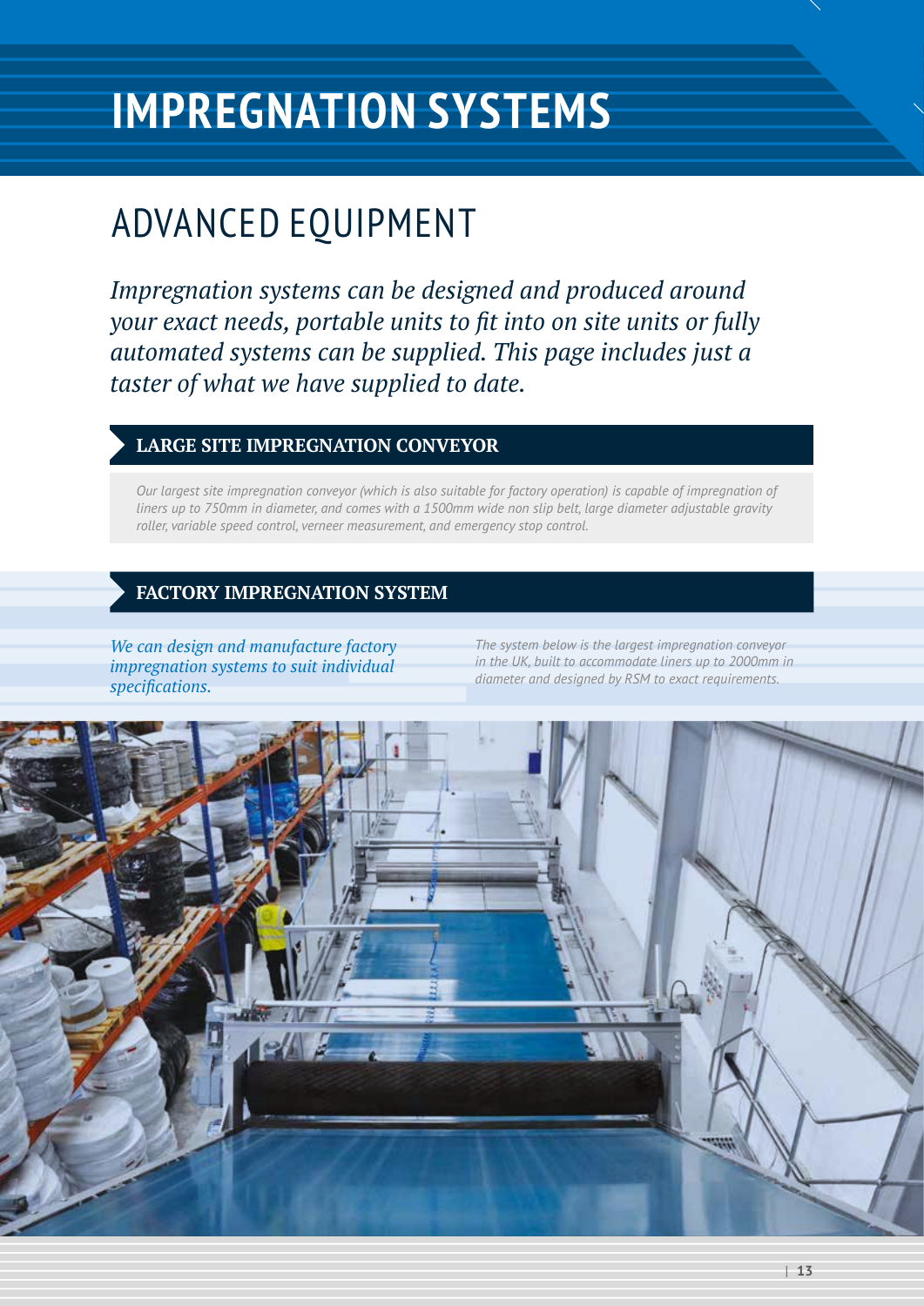# IMPREGNATION SYSTEMS

## ADVANCED EQUIPMENT

*Impregnation systems can be designed and produced around your exact needs, portable units to fit into on site units or fully automated systems can be supplied. This page includes just a taster of what we have supplied to date.*

### LARGE SITE IMPREGNATION CONVEYOR

*Our largest site impregnation conveyor (which is also suitable for factory operation) is capable of impregnation of liners up to 750mm in diameter, and comes with a 1500mm wide non slip belt, large diameter adjustable gravity roller, variable speed control, verneer measurement, and emergency stop control.*

### FACTORY IMPREGNATION SYSTEM

*We can design and manufacture factory impregnation systems to suit individual specifications.*

*The system below is the largest impregnation conveyor in the UK, built to accommodate liners up to 2000mm in diameter and designed by RSM to exact requirements.*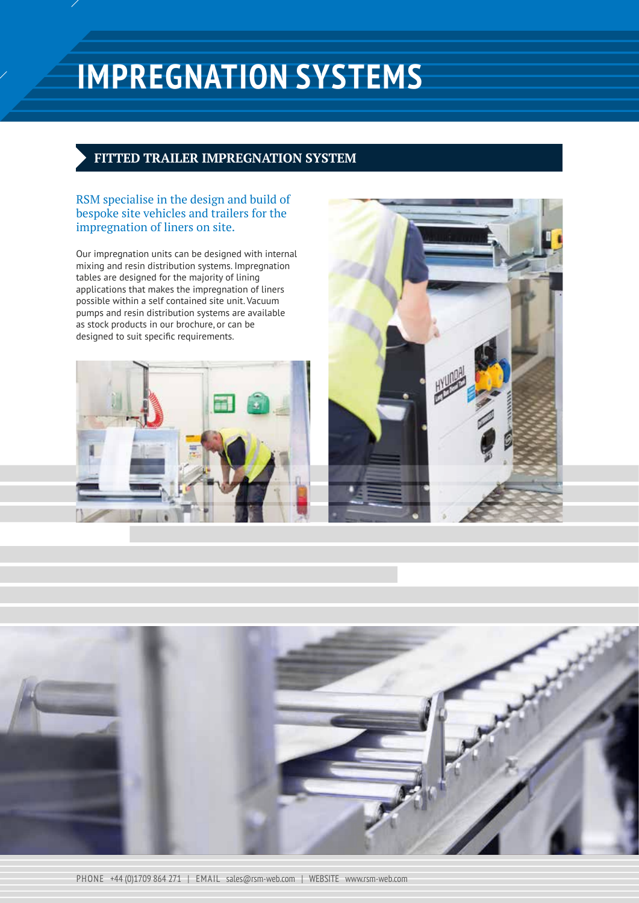# IMPREGNATION SYSTEMS

## FITTED TRAILER IMPREGNATION SYSTEM

RSM specialise in the design and build of bespoke site vehicles and trailers for the impregnation of liners on site.

Our impregnation units can be designed with internal mixing and resin distribution systems. Impregnation tables are designed for the majority of lining applications that makes the impregnation of liners possible within a self contained site unit. Vacuum pumps and resin distribution systems are available as stock products in our brochure, or can be designed to suit specific requirements.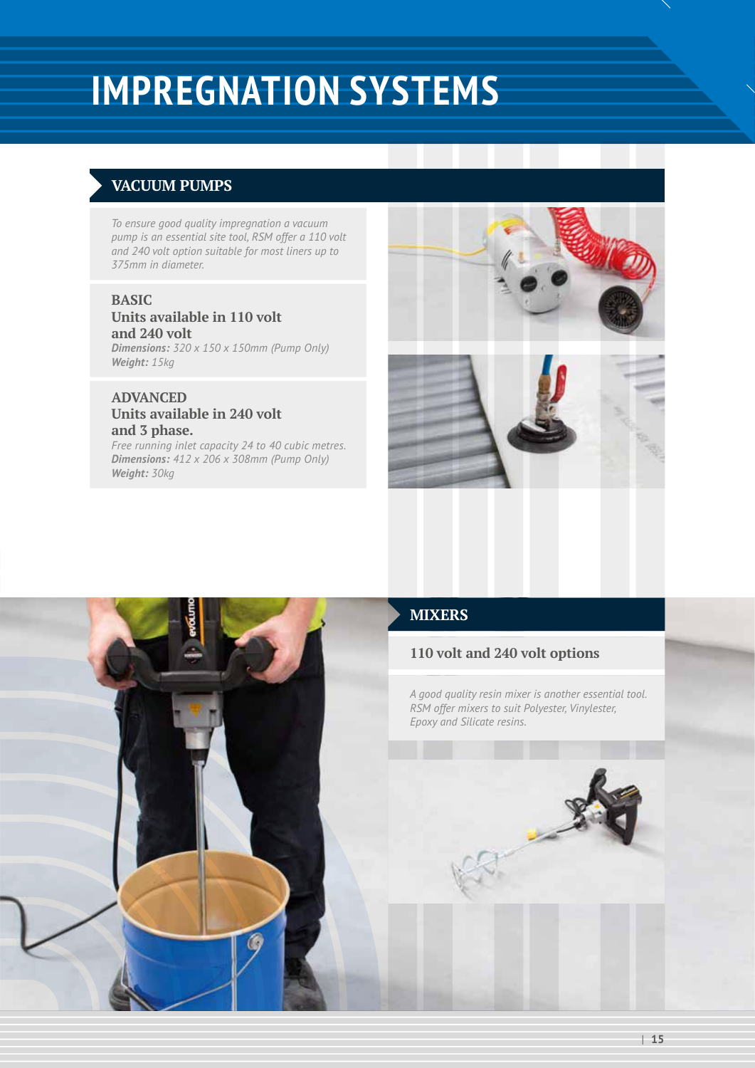# IMPREGNATION SYSTEMS

## VACUUM PUMPS

*To ensure good quality impregnation a vacuum pump is an essential site tool, RSM offer a 110 volt and 240 volt option suitable for most liners up to 375mm in diameter.*

### BASIC
### Units available in 110 volt and 240 volt

***Dimensions:*** *320 x 150 x 150mm (Pump Only)*
***Weight:*** *15kg*

### ADVANCED
### Units available in 240 volt and 3 phase.

*Free running inlet capacity 24 to 40 cubic metres.*
***Dimensions:*** *412 x 206 x 308mm (Pump Only)*
***Weight:*** *30kg*

## MIXERS

### 110 volt and 240 volt options

*A good quality resin mixer is another essential tool. RSM offer mixers to suit Polyester, Vinylester, Epoxy and Silicate resins.*